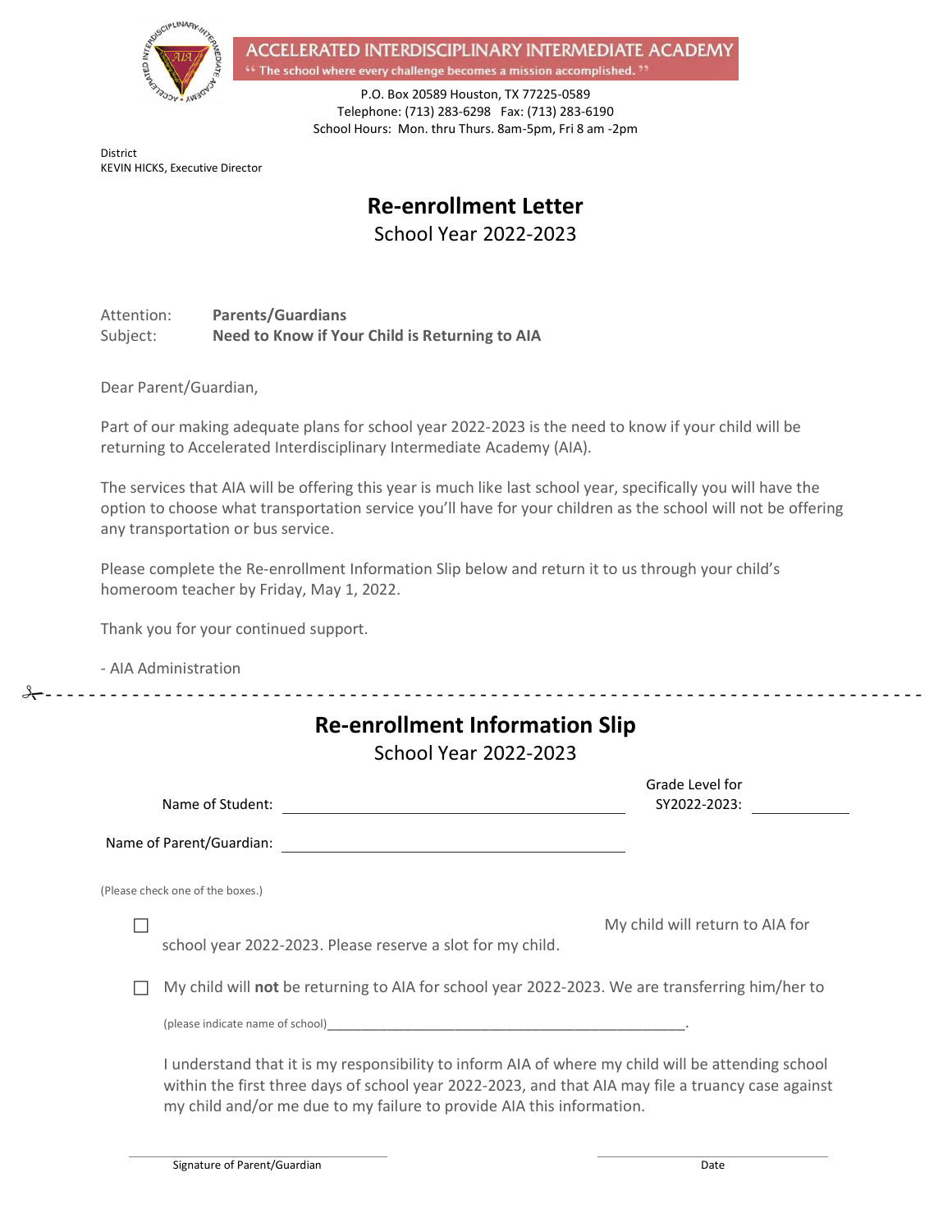# ACCELERATED INTERDISCIPLINARY INTERMEDIATE ACADEMY

" The school where every challenge becomes a mission accomplished. "

P.O. Box 20589 Houston, TX 77225-0589
Telephone: (713) 283-6298 Fax: (713) 283-6190
School Hours: Mon. thru Thurs. 8am-5pm, Fri 8 am -2pm

District
KEVIN HICKS, Executive Director

## Re-enrollment Letter

School Year 2022-2023

Attention: **Parents/Guardians**
Subject: **Need to Know if Your Child is Returning to AIA**

Dear Parent/Guardian,

Part of our making adequate plans for school year 2022-2023 is the need to know if your child will be returning to Accelerated Interdisciplinary Intermediate Academy (AIA).

The services that AIA will be offering this year is much like last school year, specifically you will have the option to choose what transportation service you'll have for your children as the school will not be offering any transportation or bus service.

Please complete the Re-enrollment Information Slip below and return it to us through your child's homeroom teacher by Friday, May 1, 2022.

Thank you for your continued support.

- AIA Administration

---

## Re-enrollment Information Slip

School Year 2022-2023

Name of Student: ______________________ Grade Level for SY2022-2023: __________

Name of Parent/Guardian: ______________________

(Please check one of the boxes.)

☐ My child will return to AIA for school year 2022-2023. Please reserve a slot for my child.

☐ My child will **not** be returning to AIA for school year 2022-2023. We are transferring him/her to

(please indicate name of school)__________________________________________________.

I understand that it is my responsibility to inform AIA of where my child will be attending school within the first three days of school year 2022-2023, and that AIA may file a truancy case against my child and/or me due to my failure to provide AIA this information.

______________________ Signature of Parent/Guardian

______________________ Date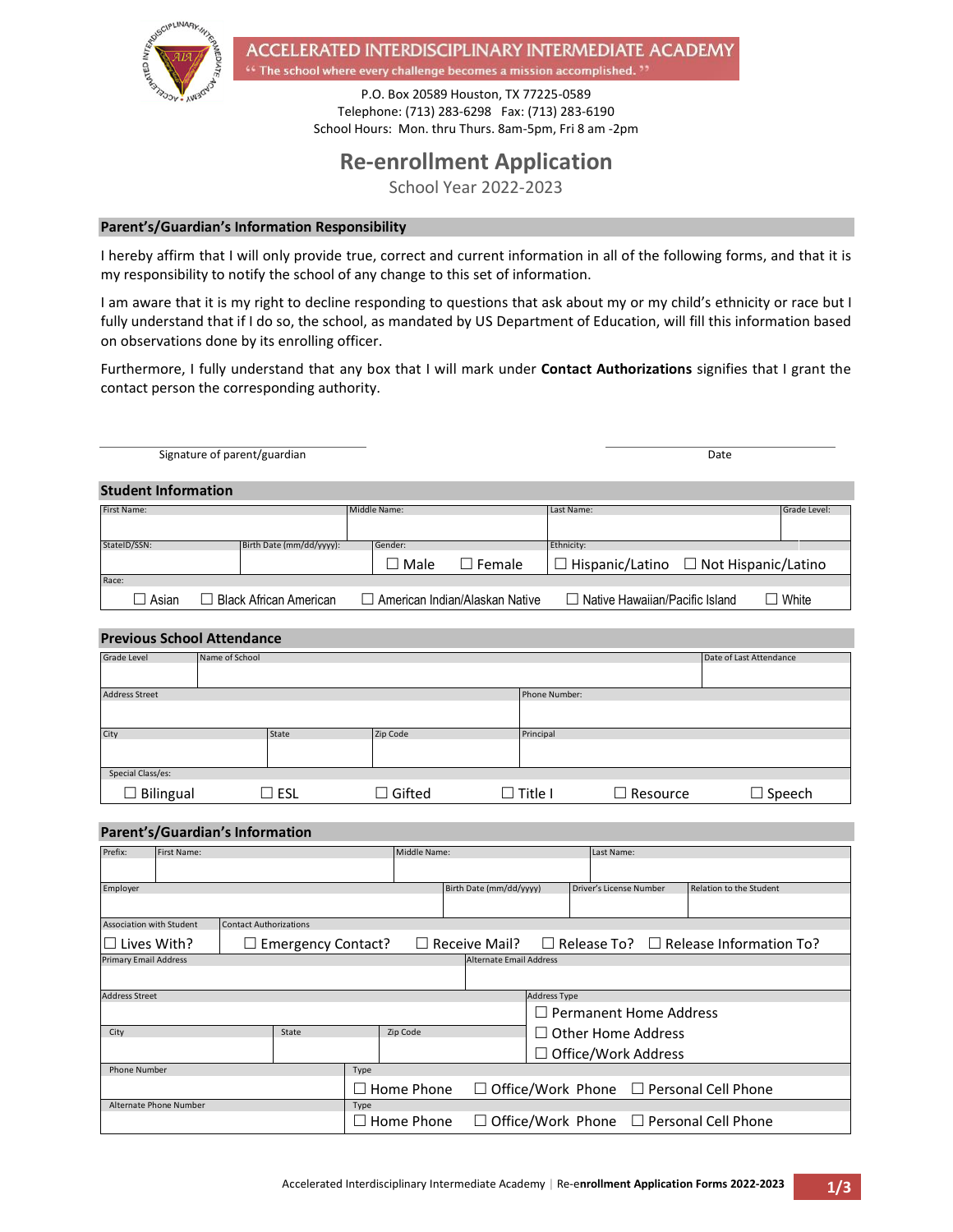**ACCELERATED INTERDISCIPLINARY INTERMEDIATE ACADEMY**

" The school where every challenge becomes a mission accomplished. "

P.O. Box 20589 Houston, TX 77225-0589
Telephone: (713) 283-6298 Fax: (713) 283-6190
School Hours: Mon. thru Thurs. 8am-5pm, Fri 8 am -2pm

# Re-enrollment Application

School Year 2022-2023

## Parent's/Guardian's Information Responsibility

I hereby affirm that I will only provide true, correct and current information in all of the following forms, and that it is my responsibility to notify the school of any change to this set of information.

I am aware that it is my right to decline responding to questions that ask about my or my child's ethnicity or race but I fully understand that if I do so, the school, as mandated by US Department of Education, will fill this information based on observations done by its enrolling officer.

Furthermore, I fully understand that any box that I will mark under **Contact Authorizations** signifies that I grant the contact person the corresponding authority.

Signature of parent/guardian ______________________ Date ______________________

## Student Information

| First Name: | Middle Name: | Last Name: | Grade Level: |
|---|---|---|---|
| | | | |

| StateID/SSN: | Birth Date (mm/dd/yyyy): | Gender: | Ethnicity: |
|---|---|---|---|
| | | ☐ Male ☐ Female | ☐ Hispanic/Latino ☐ Not Hispanic/Latino |

Race:
☐ Asian ☐ Black African American ☐ American Indian/Alaskan Native ☐ Native Hawaiian/Pacific Island ☐ White

## Previous School Attendance

| Grade Level | Name of School | Date of Last Attendance |
|---|---|---|
| | | |

| Address Street | Phone Number: |
|---|---|
| | |

| City | State | Zip Code | Principal |
|---|---|---|---|
| | | | |

Special Class/es:
☐ Bilingual ☐ ESL ☐ Gifted ☐ Title I ☐ Resource ☐ Speech

## Parent's/Guardian's Information

| Prefix: | First Name: | Middle Name: | Last Name: |
|---|---|---|---|
| | | | |

| Employer | Birth Date (mm/dd/yyyy) | Driver's License Number | Relation to the Student |
|---|---|---|---|
| | | | |

| Association with Student | Contact Authorizations |
|---|---|
| ☐ Lives With? | ☐ Emergency Contact? ☐ Receive Mail? ☐ Release To? ☐ Release Information To? |

| Primary Email Address | Alternate Email Address |
|---|---|
| | |

| Address Street | | | Address Type |
|---|---|---|---|
| | | | ☐ Permanent Home Address |
| **City** | **State** | **Zip Code** | ☐ Other Home Address |
| | | | ☐ Office/Work Address |

| Phone Number | Type |
|---|---|
| | ☐ Home Phone ☐ Office/Work Phone ☐ Personal Cell Phone |

| Alternate Phone Number | Type |
|---|---|
| | ☐ Home Phone ☐ Office/Work Phone ☐ Personal Cell Phone |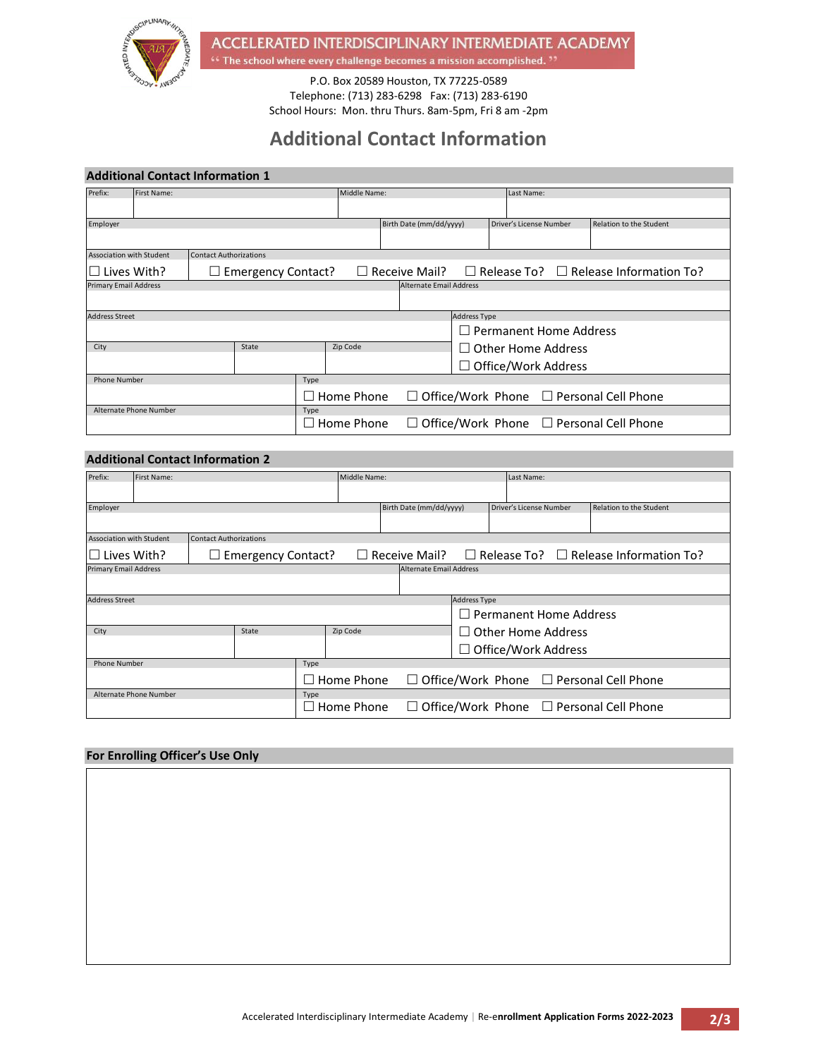ACCELERATED INTERDISCIPLINARY INTERMEDIATE ACADEMY

" The school where every challenge becomes a mission accomplished. "

P.O. Box 20589 Houston, TX 77225-0589
Telephone: (713) 283-6298 Fax: (713) 283-6190
School Hours: Mon. thru Thurs. 8am-5pm, Fri 8 am -2pm

# Additional Contact Information

## Additional Contact Information 1

| Prefix: | First Name: | Middle Name: | Last Name: |
|---|---|---|---|
| | | | |

| Employer | Birth Date (mm/dd/yyyy) | Driver's License Number | Relation to the Student |
|---|---|---|---|
| | | | |

| Association with Student | Contact Authorizations |
|---|---|
| ☐ Lives With? | ☐ Emergency Contact? ☐ Receive Mail? ☐ Release To? ☐ Release Information To? |

| Primary Email Address | Alternate Email Address |
|---|---|
| | |

| Address Street | | | Address Type |
|---|---|---|---|
| | | | ☐ Permanent Home Address |
| City | State | Zip Code | ☐ Other Home Address |
| | | | ☐ Office/Work Address |

| Phone Number | Type |
|---|---|
| | ☐ Home Phone ☐ Office/Work Phone ☐ Personal Cell Phone |
| Alternate Phone Number | Type |
| | ☐ Home Phone ☐ Office/Work Phone ☐ Personal Cell Phone |

## Additional Contact Information 2

| Prefix: | First Name: | Middle Name: | Last Name: |
|---|---|---|---|
| | | | |

| Employer | Birth Date (mm/dd/yyyy) | Driver's License Number | Relation to the Student |
|---|---|---|---|
| | | | |

| Association with Student | Contact Authorizations |
|---|---|
| ☐ Lives With? | ☐ Emergency Contact? ☐ Receive Mail? ☐ Release To? ☐ Release Information To? |

| Primary Email Address | Alternate Email Address |
|---|---|
| | |

| Address Street | | | Address Type |
|---|---|---|---|
| | | | ☐ Permanent Home Address |
| City | State | Zip Code | ☐ Other Home Address |
| | | | ☐ Office/Work Address |

| Phone Number | Type |
|---|---|
| | ☐ Home Phone ☐ Office/Work Phone ☐ Personal Cell Phone |
| Alternate Phone Number | Type |
| | ☐ Home Phone ☐ Office/Work Phone ☐ Personal Cell Phone |

## For Enrolling Officer's Use Only